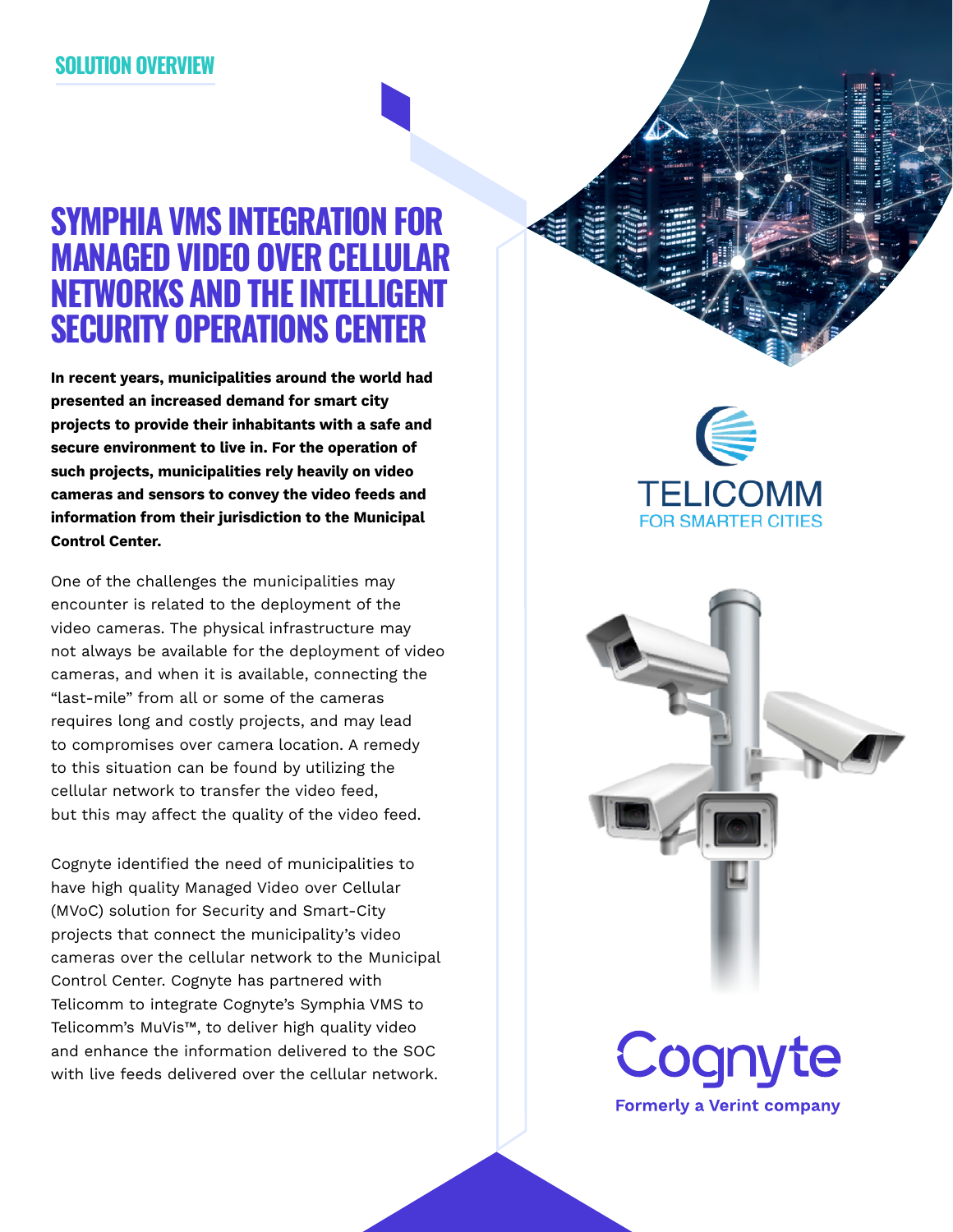SOLUTION OVERVIEW

# SYMPHIA VMS INTEGRATION FOR MANAGED VIDEO OVER CELLULAR NETWORKS AND THE INTELLIGENT SECURITY OPERATIONS CENTER

**In recent years, municipalities around the world had presented an increased demand for smart city projects to provide their inhabitants with a safe and secure environment to live in. For the operation of such projects, municipalities rely heavily on video cameras and sensors to convey the video feeds and information from their jurisdiction to the Municipal Control Center.**

One of the challenges the municipalities may encounter is related to the deployment of the video cameras. The physical infrastructure may not always be available for the deployment of video cameras, and when it is available, connecting the "last-mile" from all or some of the cameras requires long and costly projects, and may lead to compromises over camera location. A remedy to this situation can be found by utilizing the cellular network to transfer the video feed, but this may affect the quality of the video feed.

Cognyte identified the need of municipalities to have high quality Managed Video over Cellular (MVoC) solution for Security and Smart-City projects that connect the municipality's video cameras over the cellular network to the Municipal Control Center. Cognyte has partnered with Telicomm to integrate Cognyte's Symphia VMS to Telicomm's MuVis™, to deliver high quality video and enhance the information delivered to the SOC with live feeds delivered over the cellular network.

TELICOMM
FOR SMARTER CITIES

Cognyte
Formerly a Verint company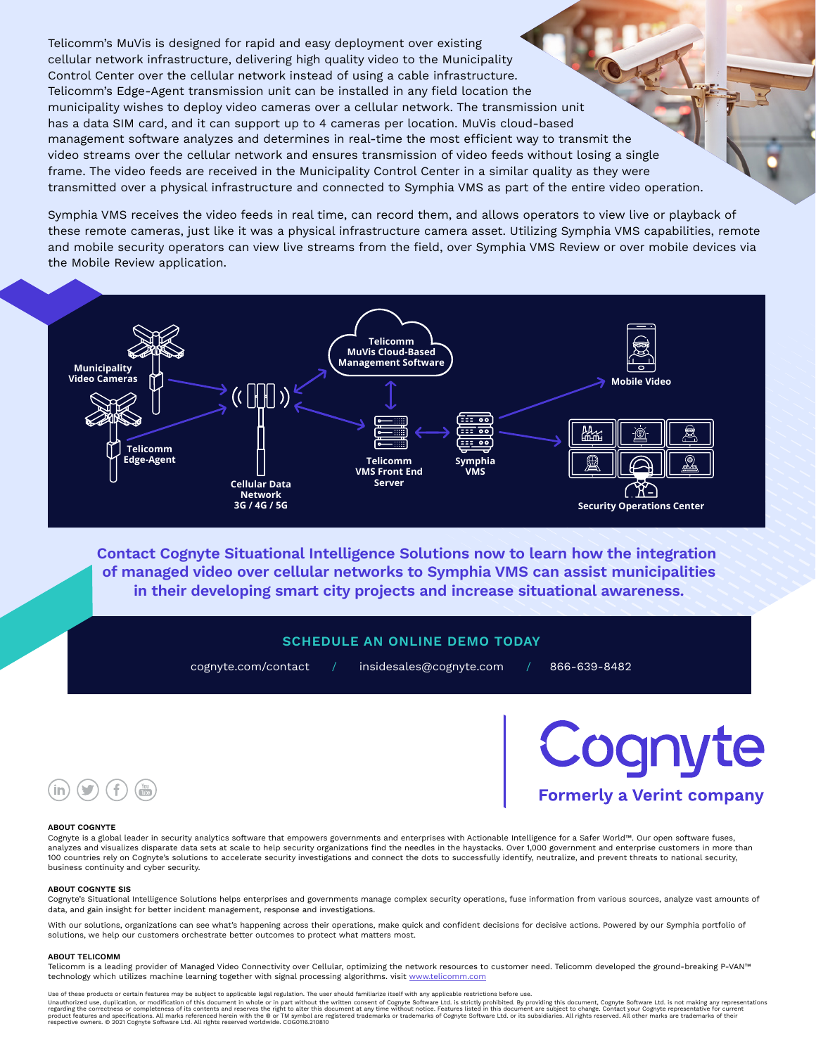Telicomm's MuVis is designed for rapid and easy deployment over existing cellular network infrastructure, delivering high quality video to the Municipality Control Center over the cellular network instead of using a cable infrastructure. Telicomm's Edge-Agent transmission unit can be installed in any field location the municipality wishes to deploy video cameras over a cellular network. The transmission unit has a data SIM card, and it can support up to 4 cameras per location. MuVis cloud-based management software analyzes and determines in real-time the most efficient way to transmit the video streams over the cellular network and ensures transmission of video feeds without losing a single frame. The video feeds are received in the Municipality Control Center in a similar quality as they were transmitted over a physical infrastructure and connected to Symphia VMS as part of the entire video operation.

Symphia VMS receives the video feeds in real time, can record them, and allows operators to view live or playback of these remote cameras, just like it was a physical infrastructure camera asset. Utilizing Symphia VMS capabilities, remote and mobile security operators can view live streams from the field, over Symphia VMS Review or over mobile devices via the Mobile Review application.

Municipality Video Cameras

Telicomm Edge-Agent

Cellular Data Network 3G / 4G / 5G

Telicomm MuVis Cloud-Based Management Software

Telicomm VMS Front End Server

Symphia VMS

Mobile Video

Security Operations Center

**Contact Cognyte Situational Intelligence Solutions now to learn how the integration of managed video over cellular networks to Symphia VMS can assist municipalities in their developing smart city projects and increase situational awareness.**

## SCHEDULE AN ONLINE DEMO TODAY

cognyte.com/contact / insidesales@cognyte.com / 866-639-8482

**Cognyte**

**Formerly a Verint company**

#### ABOUT COGNYTE

Cognyte is a global leader in security analytics software that empowers governments and enterprises with Actionable Intelligence for a Safer World™. Our open software fuses, analyzes and visualizes disparate data sets at scale to help security organizations find the needles in the haystacks. Over 1,000 government and enterprise customers in more than 100 countries rely on Cognyte's solutions to accelerate security investigations and connect the dots to successfully identify, neutralize, and prevent threats to national security, business continuity and cyber security.

#### ABOUT COGNYTE SIS

Cognyte's Situational Intelligence Solutions helps enterprises and governments manage complex security operations, fuse information from various sources, analyze vast amounts of data, and gain insight for better incident management, response and investigations.

With our solutions, organizations can see what's happening across their operations, make quick and confident decisions for decisive actions. Powered by our Symphia portfolio of solutions, we help our customers orchestrate better outcomes to protect what matters most.

#### ABOUT TELICOMM

Telicomm is a leading provider of Managed Video Connectivity over Cellular, optimizing the network resources to customer need. Telicomm developed the ground-breaking P-VAN™ technology which utilizes machine learning together with signal processing algorithms. visit www.telicomm.com

Use of these products or certain features may be subject to applicable legal regulation. The user should familiarize itself with any applicable restrictions before use.
Unauthorized use, duplication, or modification of this document in whole or in part without the written consent of Cognyte Software Ltd. is strictly prohibited. By providing this document, Cognyte Software Ltd. is not making any representations regarding the correctness or completeness of its contents and reserves the right to alter this document at any time without notice. Features listed in this document are subject to change. Contact your Cognyte representative for current product features and specifications. All marks referenced herein with the ® or TM symbol are registered trademarks or trademarks of Cognyte Software Ltd. or its subsidiaries. All rights reserved. All other marks are trademarks of their respective owners. © 2021 Cognyte Software Ltd. All rights reserved worldwide. COG0116.210810